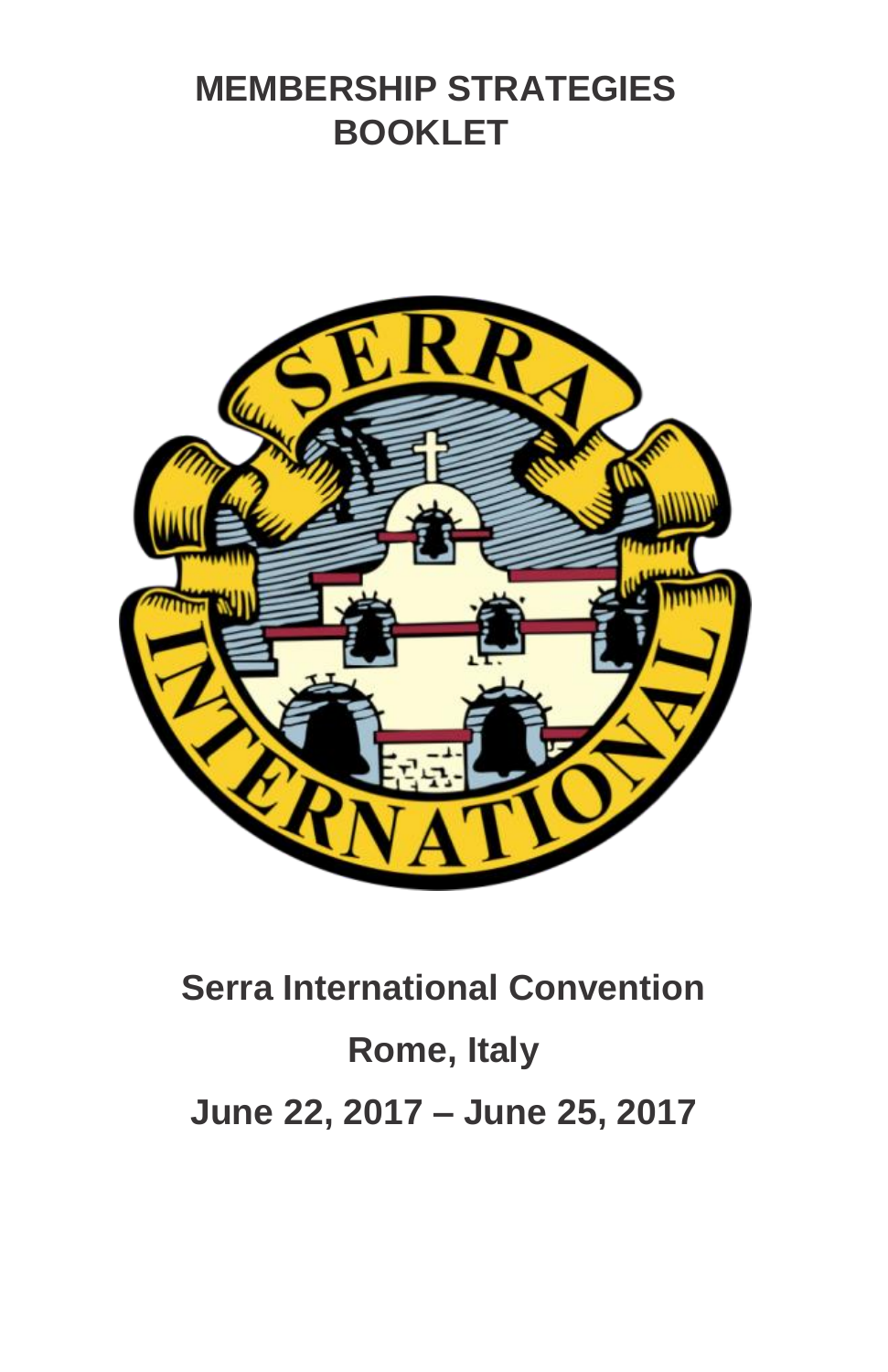# MEMBERSHIP STRATEGIES BOOKLET

**Serra International Convention**

**Rome, Italy**

**June 22, 2017 – June 25, 2017**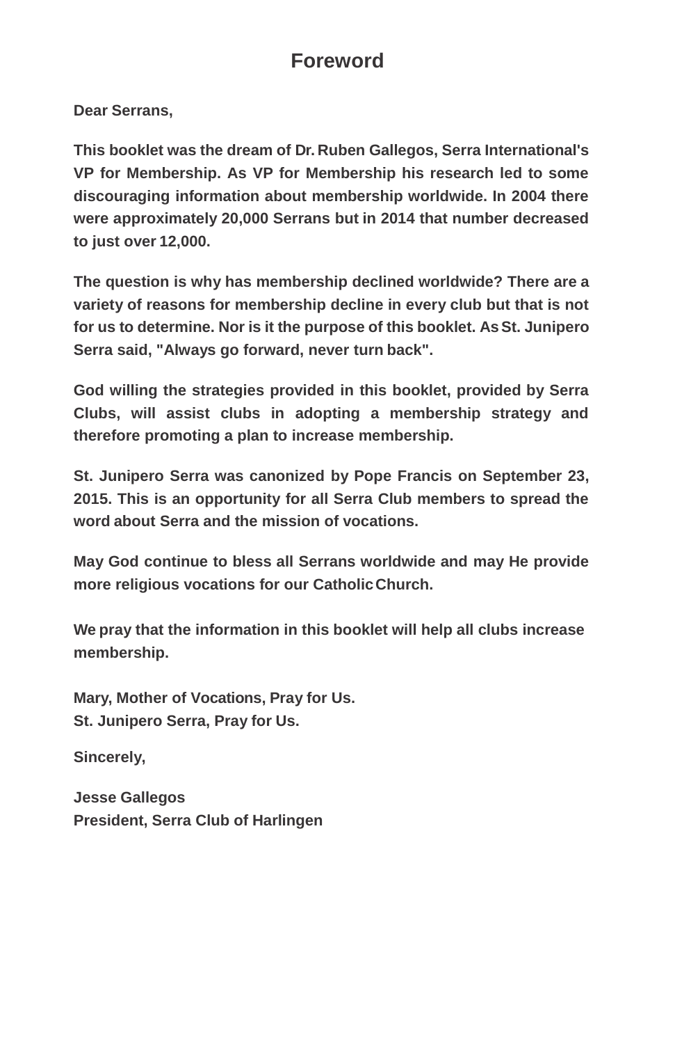# Foreword

Dear Serrans,

This booklet was the dream of Dr. Ruben Gallegos, Serra International's VP for Membership. As VP for Membership his research led to some discouraging information about membership worldwide. In 2004 there were approximately 20,000 Serrans but in 2014 that number decreased to just over 12,000.

The question is why has membership declined worldwide? There are a variety of reasons for membership decline in every club but that is not for us to determine. Nor is it the purpose of this booklet. As St. Junipero Serra said, "Always go forward, never turn back".

God willing the strategies provided in this booklet, provided by Serra Clubs, will assist clubs in adopting a membership strategy and therefore promoting a plan to increase membership.

St. Junipero Serra was canonized by Pope Francis on September 23, 2015. This is an opportunity for all Serra Club members to spread the word about Serra and the mission of vocations.

May God continue to bless all Serrans worldwide and may He provide more religious vocations for our Catholic Church.

We pray that the information in this booklet will help all clubs increase membership.

Mary, Mother of Vocations, Pray for Us.
St. Junipero Serra, Pray for Us.

Sincerely,

Jesse Gallegos
President, Serra Club of Harlingen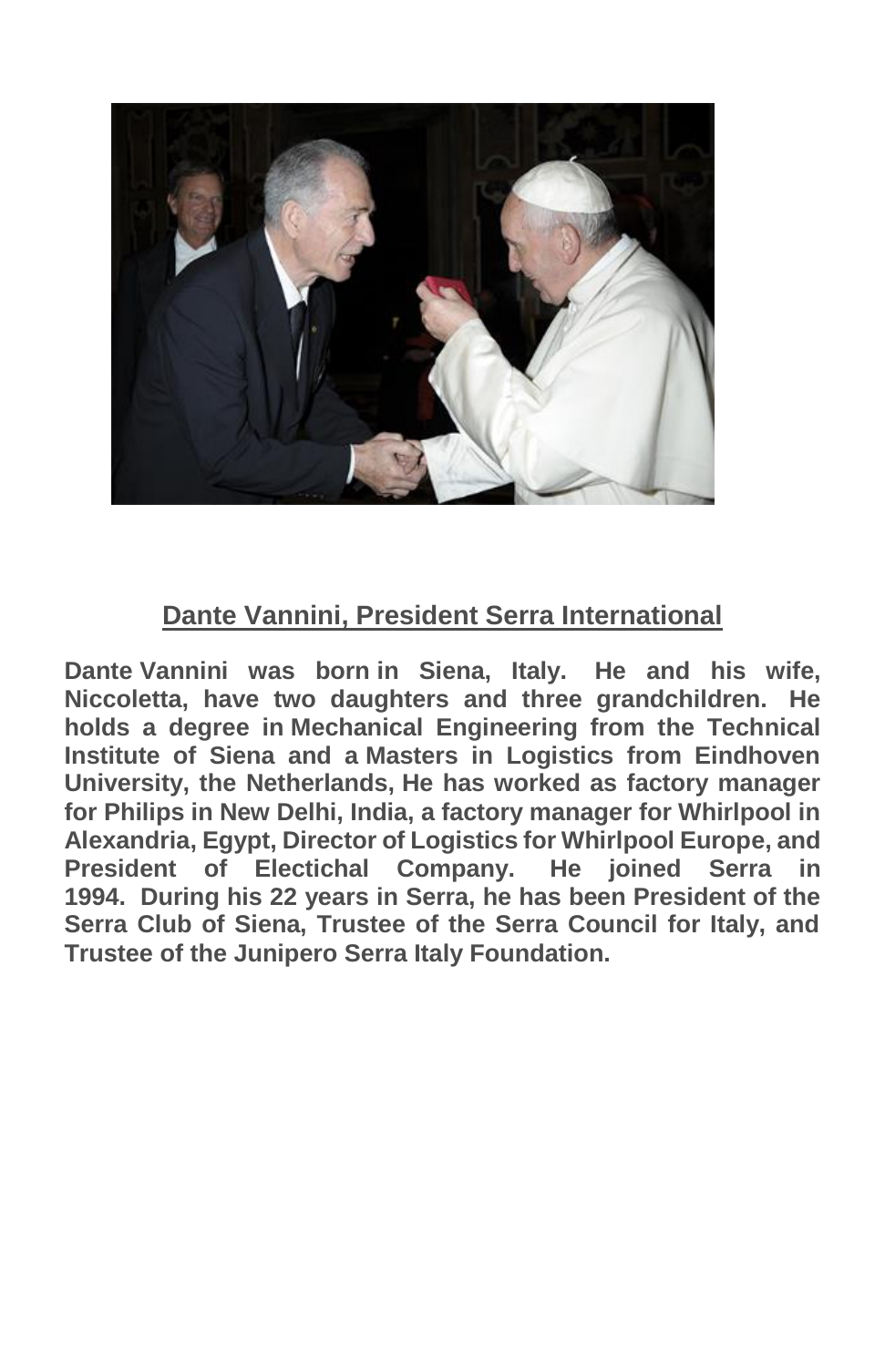## Dante Vannini, President Serra International

**Dante Vannini was born in Siena, Italy. He and his wife, Niccoletta, have two daughters and three grandchildren. He holds a degree in Mechanical Engineering from the Technical Institute of Siena and a Masters in Logistics from Eindhoven University, the Netherlands, He has worked as factory manager for Philips in New Delhi, India, a factory manager for Whirlpool in Alexandria, Egypt, Director of Logistics for Whirlpool Europe, and President of Electichal Company. He joined Serra in 1994. During his 22 years in Serra, he has been President of the Serra Club of Siena, Trustee of the Serra Council for Italy, and Trustee of the Junipero Serra Italy Foundation.**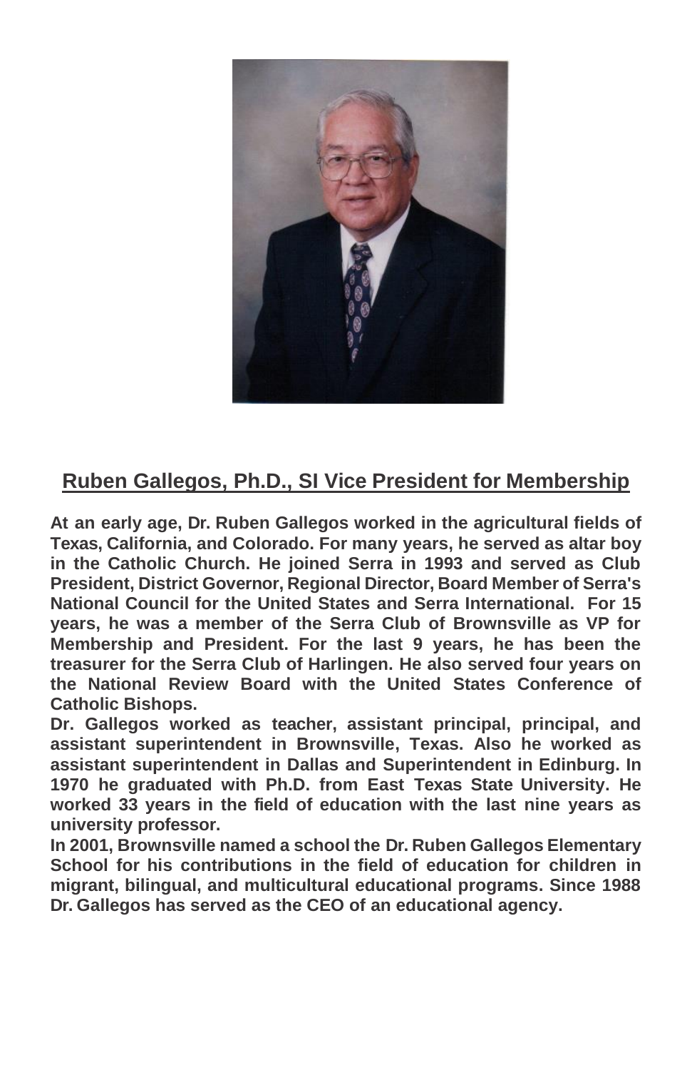## Ruben Gallegos, Ph.D., SI Vice President for Membership

**At an early age, Dr. Ruben Gallegos worked in the agricultural fields of Texas, California, and Colorado. For many years, he served as altar boy in the Catholic Church. He joined Serra in 1993 and served as Club President, District Governor, Regional Director, Board Member of Serra's National Council for the United States and Serra International. For 15 years, he was a member of the Serra Club of Brownsville as VP for Membership and President. For the last 9 years, he has been the treasurer for the Serra Club of Harlingen. He also served four years on the National Review Board with the United States Conference of Catholic Bishops.**

**Dr. Gallegos worked as teacher, assistant principal, principal, and assistant superintendent in Brownsville, Texas. Also he worked as assistant superintendent in Dallas and Superintendent in Edinburg. In 1970 he graduated with Ph.D. from East Texas State University. He worked 33 years in the field of education with the last nine years as university professor.**

**In 2001, Brownsville named a school the Dr. Ruben Gallegos Elementary School for his contributions in the field of education for children in migrant, bilingual, and multicultural educational programs. Since 1988 Dr. Gallegos has served as the CEO of an educational agency.**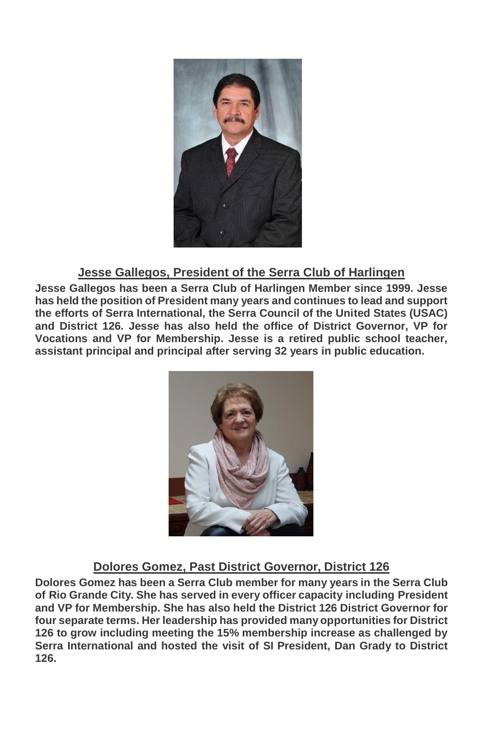## Jesse Gallegos, President of the Serra Club of Harlingen

**Jesse Gallegos has been a Serra Club of Harlingen Member since 1999. Jesse has held the position of President many years and continues to lead and support the efforts of Serra International, the Serra Council of the United States (USAC) and District 126. Jesse has also held the office of District Governor, VP for Vocations and VP for Membership. Jesse is a retired public school teacher, assistant principal and principal after serving 32 years in public education.**

## Dolores Gomez, Past District Governor, District 126

**Dolores Gomez has been a Serra Club member for many years in the Serra Club of Rio Grande City. She has served in every officer capacity including President and VP for Membership. She has also held the District 126 District Governor for four separate terms. Her leadership has provided many opportunities for District 126 to grow including meeting the 15% membership increase as challenged by Serra International and hosted the visit of SI President, Dan Grady to District 126.**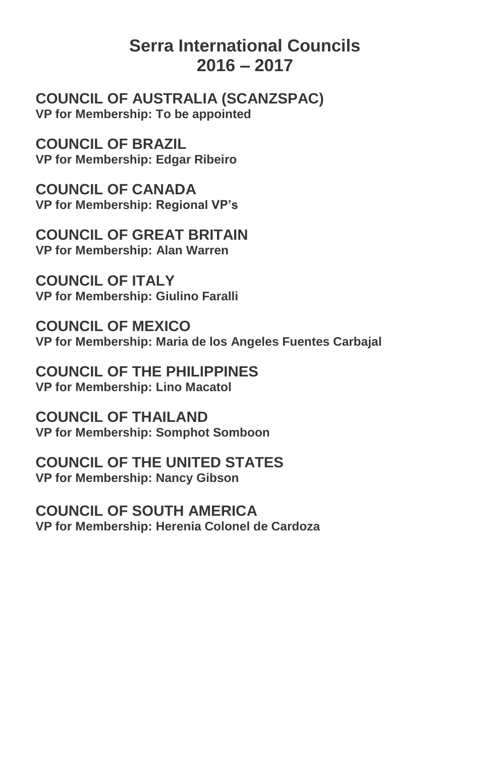# Serra International Councils
# 2016 – 2017

## COUNCIL OF AUSTRALIA (SCANZSPAC)
**VP for Membership: To be appointed**

## COUNCIL OF BRAZIL
**VP for Membership: Edgar Ribeiro**

## COUNCIL OF CANADA
**VP for Membership: Regional VP's**

## COUNCIL OF GREAT BRITAIN
**VP for Membership: Alan Warren**

## COUNCIL OF ITALY
**VP for Membership: Giulino Faralli**

## COUNCIL OF MEXICO
**VP for Membership: Maria de los Angeles Fuentes Carbajal**

## COUNCIL OF THE PHILIPPINES
**VP for Membership: Lino Macatol**

## COUNCIL OF THAILAND
**VP for Membership: Somphot Somboon**

## COUNCIL OF THE UNITED STATES
**VP for Membership: Nancy Gibson**

## COUNCIL OF SOUTH AMERICA
**VP for Membership: Herenia Colonel de Cardoza**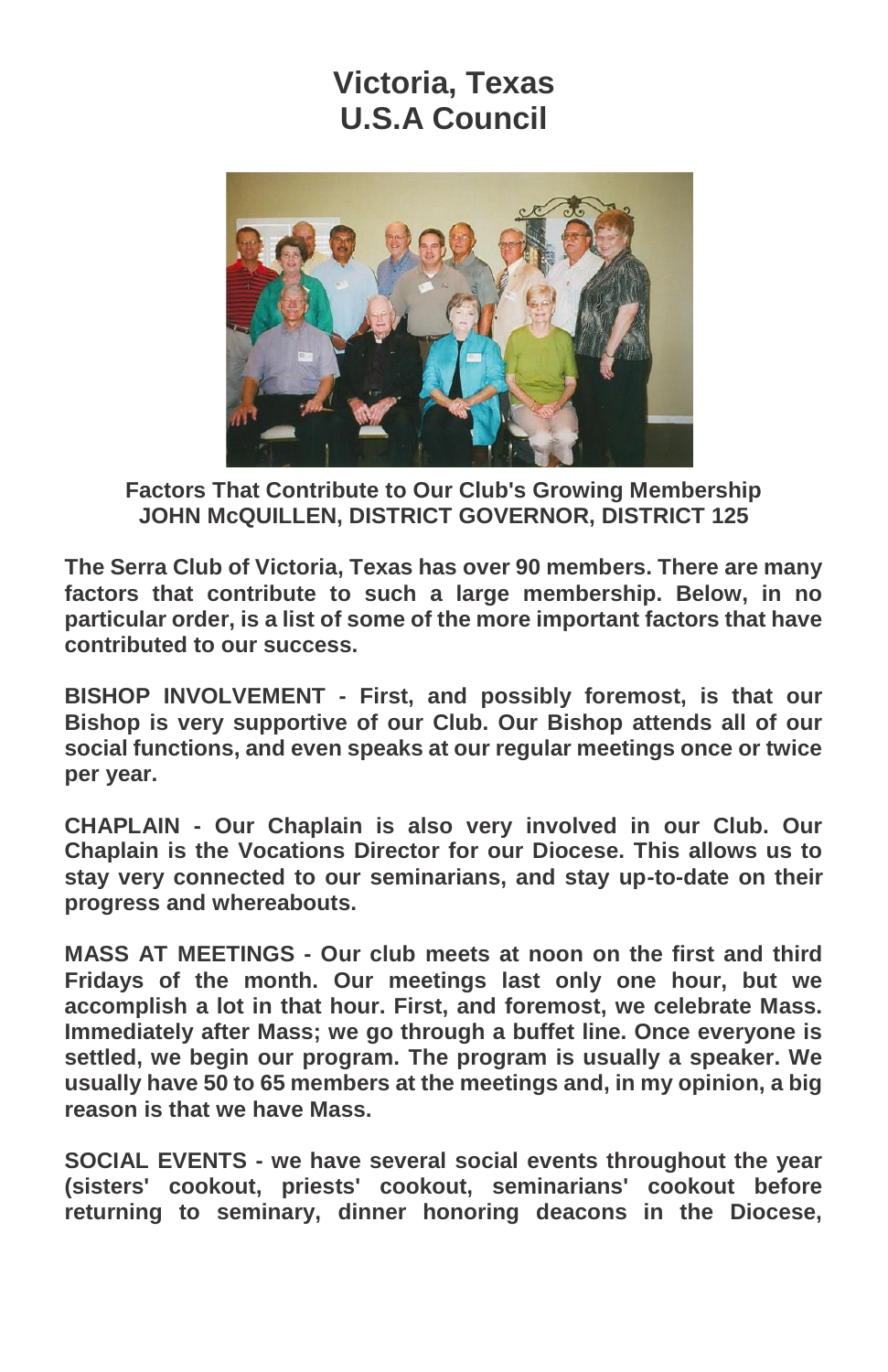# Victoria, Texas
# U.S.A Council

**Factors That Contribute to Our Club's Growing Membership**
**JOHN McQUILLEN, DISTRICT GOVERNOR, DISTRICT 125**

**The Serra Club of Victoria, Texas has over 90 members. There are many factors that contribute to such a large membership. Below, in no particular order, is a list of some of the more important factors that have contributed to our success.**

**BISHOP INVOLVEMENT - First, and possibly foremost, is that our Bishop is very supportive of our Club. Our Bishop attends all of our social functions, and even speaks at our regular meetings once or twice per year.**

**CHAPLAIN - Our Chaplain is also very involved in our Club. Our Chaplain is the Vocations Director for our Diocese. This allows us to stay very connected to our seminarians, and stay up-to-date on their progress and whereabouts.**

**MASS AT MEETINGS - Our club meets at noon on the first and third Fridays of the month. Our meetings last only one hour, but we accomplish a lot in that hour. First, and foremost, we celebrate Mass. Immediately after Mass; we go through a buffet line. Once everyone is settled, we begin our program. The program is usually a speaker. We usually have 50 to 65 members at the meetings and, in my opinion, a big reason is that we have Mass.**

**SOCIAL EVENTS - we have several social events throughout the year (sisters' cookout, priests' cookout, seminarians' cookout before returning to seminary, dinner honoring deacons in the Diocese,**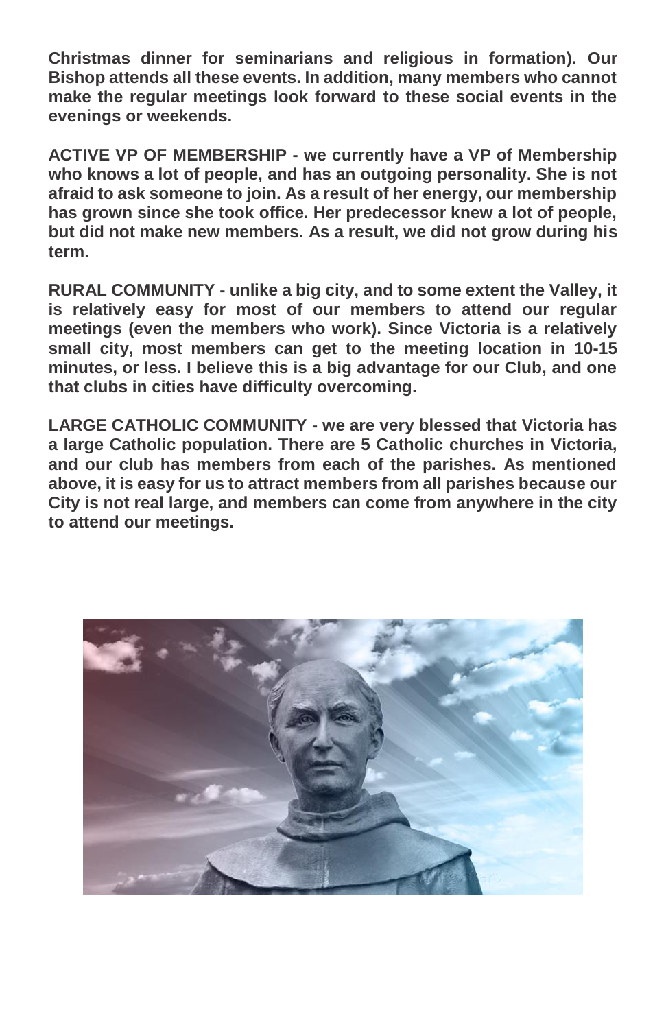**Christmas dinner for seminarians and religious in formation). Our Bishop attends all these events. In addition, many members who cannot make the regular meetings look forward to these social events in the evenings or weekends.**

**ACTIVE VP OF MEMBERSHIP - we currently have a VP of Membership who knows a lot of people, and has an outgoing personality. She is not afraid to ask someone to join. As a result of her energy, our membership has grown since she took office. Her predecessor knew a lot of people, but did not make new members. As a result, we did not grow during his term.**

**RURAL COMMUNITY - unlike a big city, and to some extent the Valley, it is relatively easy for most of our members to attend our regular meetings (even the members who work). Since Victoria is a relatively small city, most members can get to the meeting location in 10-15 minutes, or less. I believe this is a big advantage for our Club, and one that clubs in cities have difficulty overcoming.**

**LARGE CATHOLIC COMMUNITY - we are very blessed that Victoria has a large Catholic population. There are 5 Catholic churches in Victoria, and our club has members from each of the parishes. As mentioned above, it is easy for us to attract members from all parishes because our City is not real large, and members can come from anywhere in the city to attend our meetings.**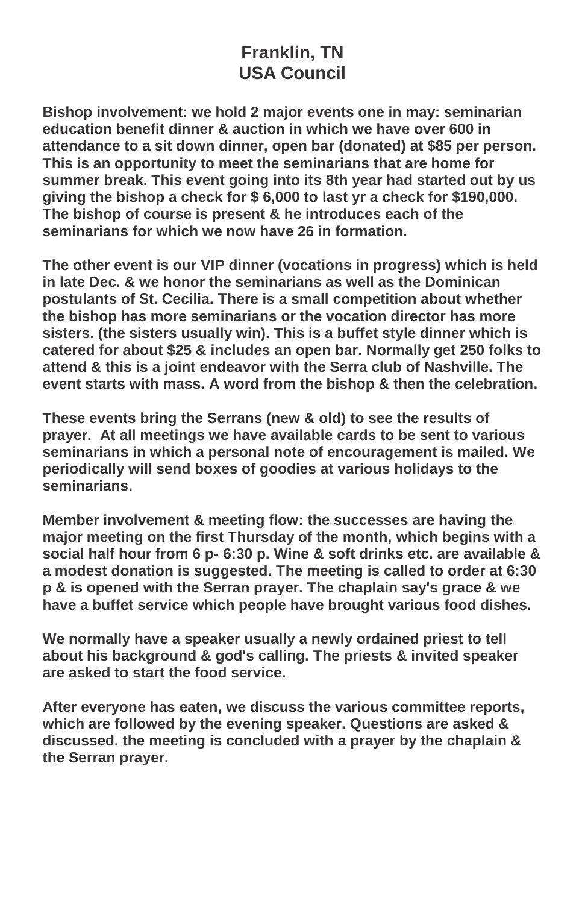# Franklin, TN
# USA Council

**Bishop involvement: we hold 2 major events one in may: seminarian education benefit dinner & auction in which we have over 600 in attendance to a sit down dinner, open bar (donated) at $85 per person. This is an opportunity to meet the seminarians that are home for summer break. This event going into its 8th year had started out by us giving the bishop a check for $ 6,000 to last yr a check for $190,000. The bishop of course is present & he introduces each of the seminarians for which we now have 26 in formation.**

**The other event is our VIP dinner (vocations in progress) which is held in late Dec. & we honor the seminarians as well as the Dominican postulants of St. Cecilia. There is a small competition about whether the bishop has more seminarians or the vocation director has more sisters. (the sisters usually win). This is a buffet style dinner which is catered for about $25 & includes an open bar. Normally get 250 folks to attend & this is a joint endeavor with the Serra club of Nashville. The event starts with mass. A word from the bishop & then the celebration.**

**These events bring the Serrans (new & old) to see the results of prayer. At all meetings we have available cards to be sent to various seminarians in which a personal note of encouragement is mailed. We periodically will send boxes of goodies at various holidays to the seminarians.**

**Member involvement & meeting flow: the successes are having the major meeting on the first Thursday of the month, which begins with a social half hour from 6 p- 6:30 p. Wine & soft drinks etc. are available & a modest donation is suggested. The meeting is called to order at 6:30 p & is opened with the Serran prayer. The chaplain say's grace & we have a buffet service which people have brought various food dishes.**

**We normally have a speaker usually a newly ordained priest to tell about his background & god's calling. The priests & invited speaker are asked to start the food service.**

**After everyone has eaten, we discuss the various committee reports, which are followed by the evening speaker. Questions are asked & discussed. the meeting is concluded with a prayer by the chaplain & the Serran prayer.**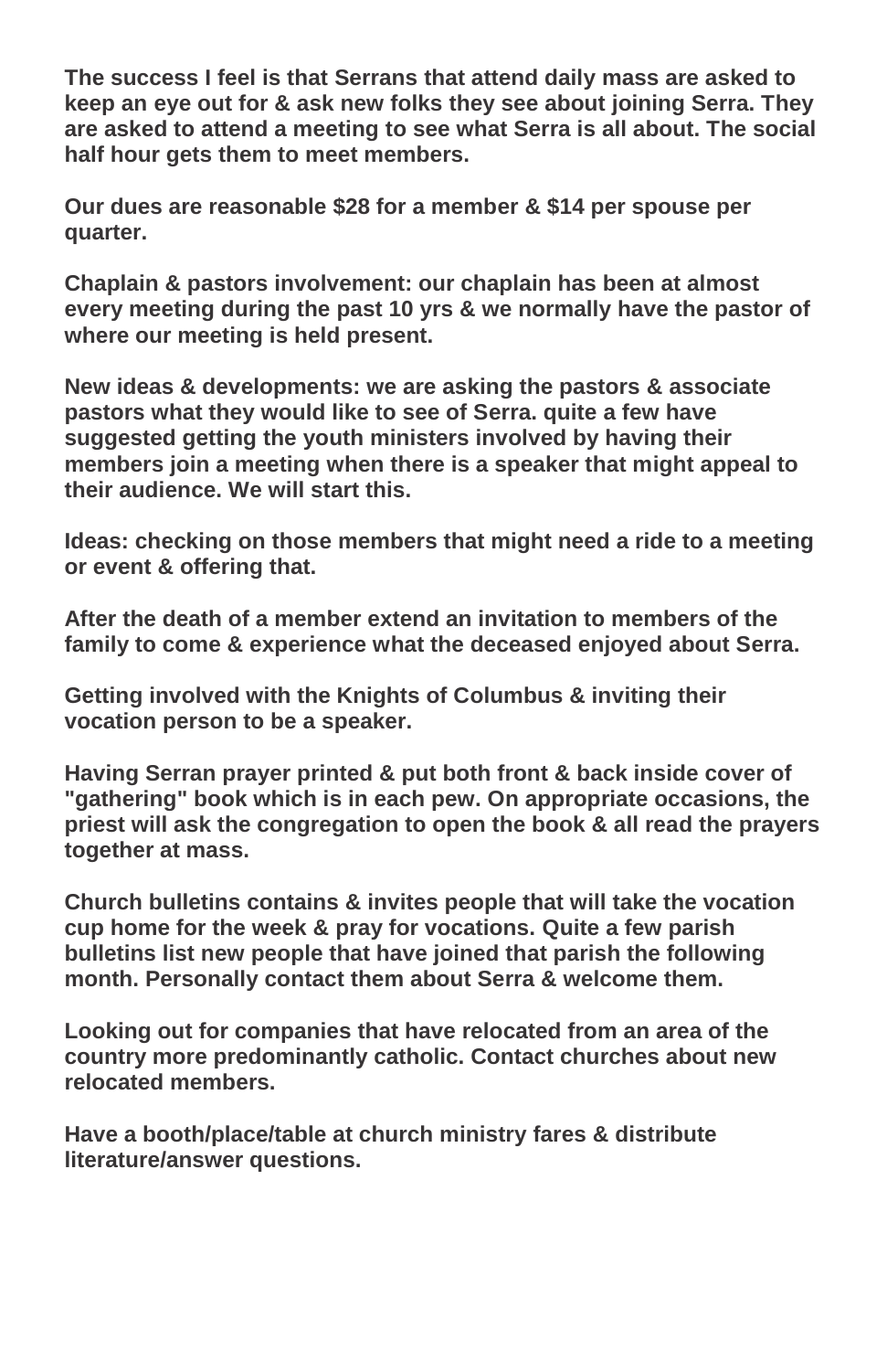**The success I feel is that Serrans that attend daily mass are asked to keep an eye out for & ask new folks they see about joining Serra. They are asked to attend a meeting to see what Serra is all about. The social half hour gets them to meet members.**

**Our dues are reasonable $28 for a member & $14 per spouse per quarter.**

**Chaplain & pastors involvement: our chaplain has been at almost every meeting during the past 10 yrs & we normally have the pastor of where our meeting is held present.**

**New ideas & developments: we are asking the pastors & associate pastors what they would like to see of Serra. quite a few have suggested getting the youth ministers involved by having their members join a meeting when there is a speaker that might appeal to their audience. We will start this.**

**Ideas: checking on those members that might need a ride to a meeting or event & offering that.**

**After the death of a member extend an invitation to members of the family to come & experience what the deceased enjoyed about Serra.**

**Getting involved with the Knights of Columbus & inviting their vocation person to be a speaker.**

**Having Serran prayer printed & put both front & back inside cover of "gathering" book which is in each pew. On appropriate occasions, the priest will ask the congregation to open the book & all read the prayers together at mass.**

**Church bulletins contains & invites people that will take the vocation cup home for the week & pray for vocations. Quite a few parish bulletins list new people that have joined that parish the following month. Personally contact them about Serra & welcome them.**

**Looking out for companies that have relocated from an area of the country more predominantly catholic. Contact churches about new relocated members.**

**Have a booth/place/table at church ministry fares & distribute literature/answer questions.**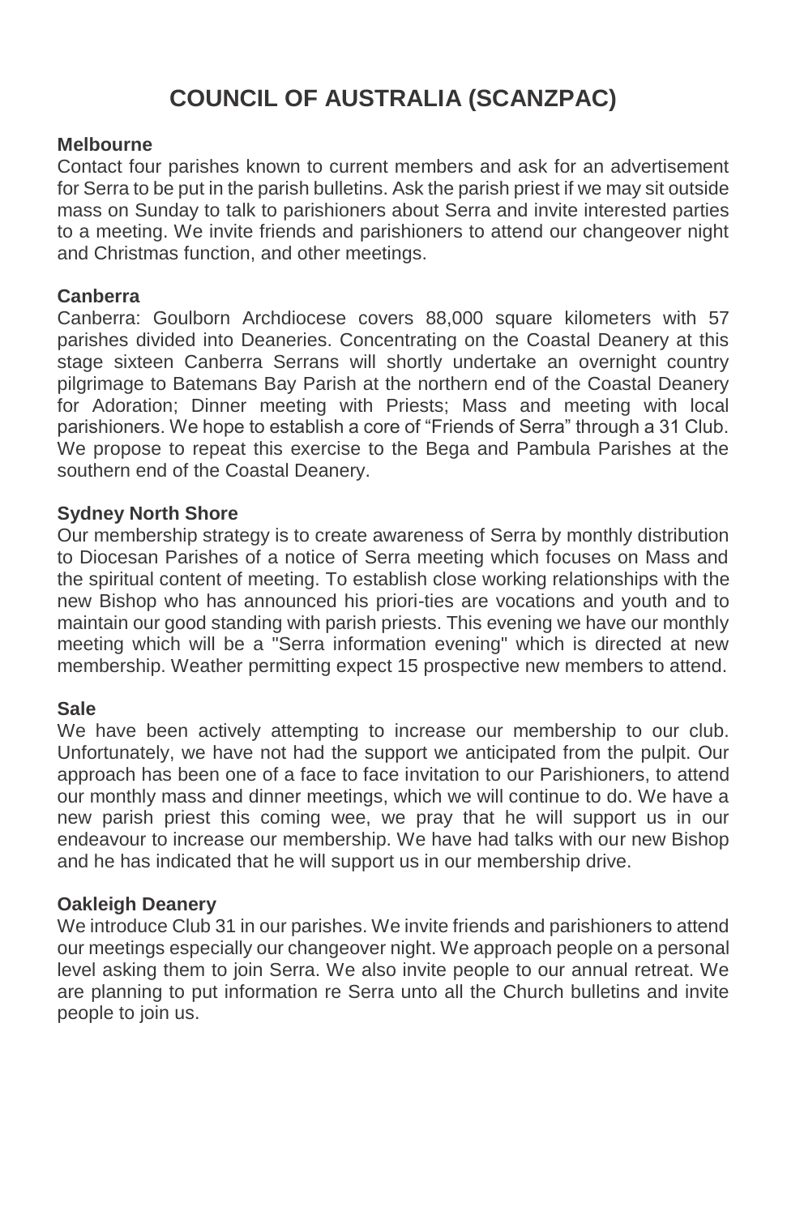# COUNCIL OF AUSTRALIA (SCANZPAC)

**Melbourne**

Contact four parishes known to current members and ask for an advertisement for Serra to be put in the parish bulletins. Ask the parish priest if we may sit outside mass on Sunday to talk to parishioners about Serra and invite interested parties to a meeting. We invite friends and parishioners to attend our changeover night and Christmas function, and other meetings.

**Canberra**

Canberra: Goulborn Archdiocese covers 88,000 square kilometers with 57 parishes divided into Deaneries. Concentrating on the Coastal Deanery at this stage sixteen Canberra Serrans will shortly undertake an overnight country pilgrimage to Batemans Bay Parish at the northern end of the Coastal Deanery for Adoration; Dinner meeting with Priests; Mass and meeting with local parishioners. We hope to establish a core of "Friends of Serra" through a 31 Club. We propose to repeat this exercise to the Bega and Pambula Parishes at the southern end of the Coastal Deanery.

**Sydney North Shore**

Our membership strategy is to create awareness of Serra by monthly distribution to Diocesan Parishes of a notice of Serra meeting which focuses on Mass and the spiritual content of meeting. To establish close working relationships with the new Bishop who has announced his priori-ties are vocations and youth and to maintain our good standing with parish priests. This evening we have our monthly meeting which will be a "Serra information evening" which is directed at new membership. Weather permitting expect 15 prospective new members to attend.

**Sale**

We have been actively attempting to increase our membership to our club. Unfortunately, we have not had the support we anticipated from the pulpit. Our approach has been one of a face to face invitation to our Parishioners, to attend our monthly mass and dinner meetings, which we will continue to do. We have a new parish priest this coming wee, we pray that he will support us in our endeavour to increase our membership. We have had talks with our new Bishop and he has indicated that he will support us in our membership drive.

**Oakleigh Deanery**

We introduce Club 31 in our parishes. We invite friends and parishioners to attend our meetings especially our changeover night. We approach people on a personal level asking them to join Serra. We also invite people to our annual retreat. We are planning to put information re Serra unto all the Church bulletins and invite people to join us.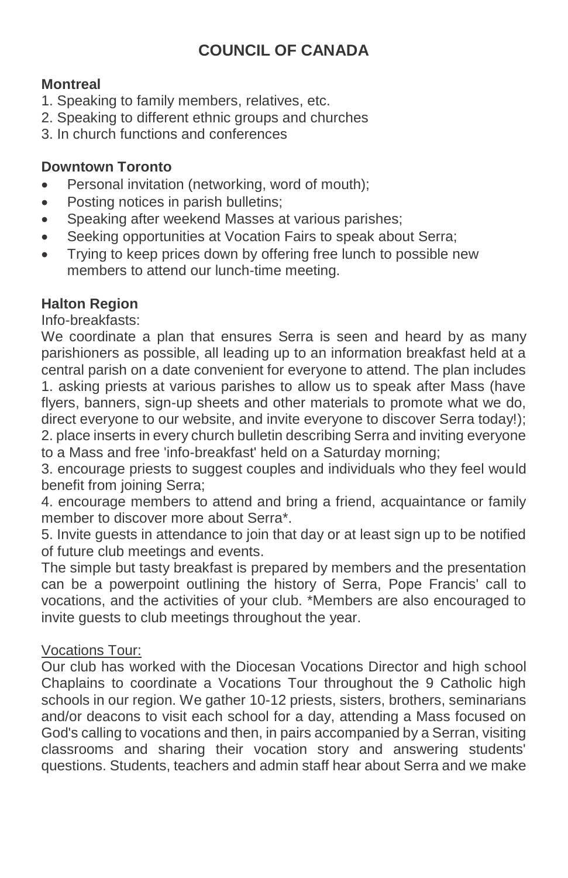## COUNCIL OF CANADA

**Montreal**

1. Speaking to family members, relatives, etc.
2. Speaking to different ethnic groups and churches
3. In church functions and conferences

**Downtown Toronto**

- Personal invitation (networking, word of mouth);
- Posting notices in parish bulletins;
- Speaking after weekend Masses at various parishes;
- Seeking opportunities at Vocation Fairs to speak about Serra;
- Trying to keep prices down by offering free lunch to possible new members to attend our lunch-time meeting.

**Halton Region**

Info-breakfasts:

We coordinate a plan that ensures Serra is seen and heard by as many parishioners as possible, all leading up to an information breakfast held at a central parish on a date convenient for everyone to attend. The plan includes
1. asking priests at various parishes to allow us to speak after Mass (have flyers, banners, sign-up sheets and other materials to promote what we do, direct everyone to our website, and invite everyone to discover Serra today!);
2. place inserts in every church bulletin describing Serra and inviting everyone to a Mass and free 'info-breakfast' held on a Saturday morning;
3. encourage priests to suggest couples and individuals who they feel would benefit from joining Serra;
4. encourage members to attend and bring a friend, acquaintance or family member to discover more about Serra*.
5. Invite guests in attendance to join that day or at least sign up to be notified of future club meetings and events.

The simple but tasty breakfast is prepared by members and the presentation can be a powerpoint outlining the history of Serra, Pope Francis' call to vocations, and the activities of your club. *Members are also encouraged to invite guests to club meetings throughout the year.

<u>Vocations Tour:</u>

Our club has worked with the Diocesan Vocations Director and high school Chaplains to coordinate a Vocations Tour throughout the 9 Catholic high schools in our region. We gather 10-12 priests, sisters, brothers, seminarians and/or deacons to visit each school for a day, attending a Mass focused on God's calling to vocations and then, in pairs accompanied by a Serran, visiting classrooms and sharing their vocation story and answering students' questions. Students, teachers and admin staff hear about Serra and we make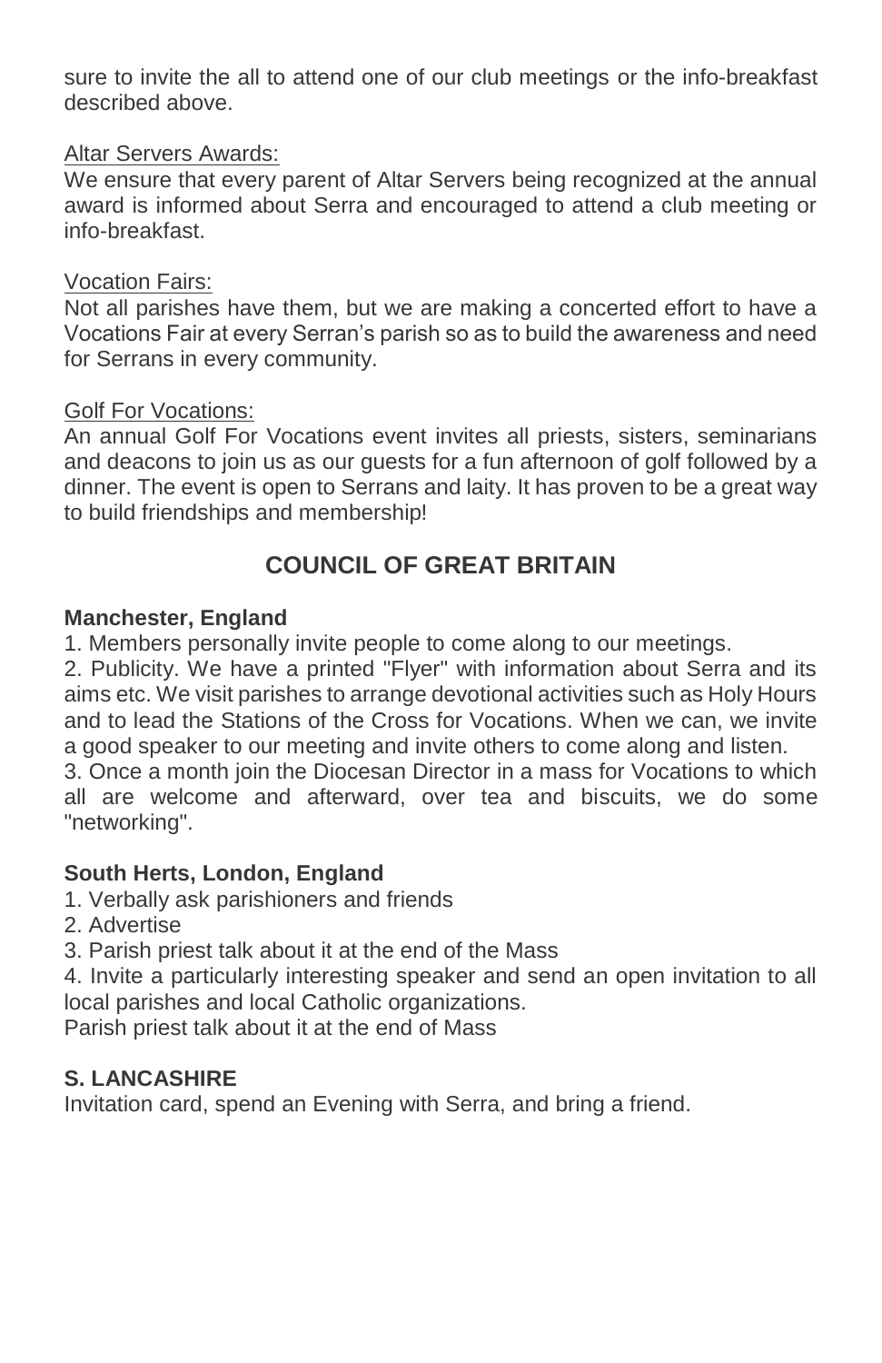sure to invite the all to attend one of our club meetings or the info-breakfast described above.

Altar Servers Awards:

We ensure that every parent of Altar Servers being recognized at the annual award is informed about Serra and encouraged to attend a club meeting or info-breakfast.

Vocation Fairs:

Not all parishes have them, but we are making a concerted effort to have a Vocations Fair at every Serran's parish so as to build the awareness and need for Serrans in every community.

Golf For Vocations:

An annual Golf For Vocations event invites all priests, sisters, seminarians and deacons to join us as our guests for a fun afternoon of golf followed by a dinner. The event is open to Serrans and laity. It has proven to be a great way to build friendships and membership!

## COUNCIL OF GREAT BRITAIN

**Manchester, England**

1. Members personally invite people to come along to our meetings.
2. Publicity. We have a printed "Flyer" with information about Serra and its aims etc. We visit parishes to arrange devotional activities such as Holy Hours and to lead the Stations of the Cross for Vocations. When we can, we invite a good speaker to our meeting and invite others to come along and listen.
3. Once a month join the Diocesan Director in a mass for Vocations to which all are welcome and afterward, over tea and biscuits, we do some "networking".

**South Herts, London, England**

1. Verbally ask parishioners and friends
2. Advertise
3. Parish priest talk about it at the end of the Mass
4. Invite a particularly interesting speaker and send an open invitation to all local parishes and local Catholic organizations.

Parish priest talk about it at the end of Mass

**S. LANCASHIRE**

Invitation card, spend an Evening with Serra, and bring a friend.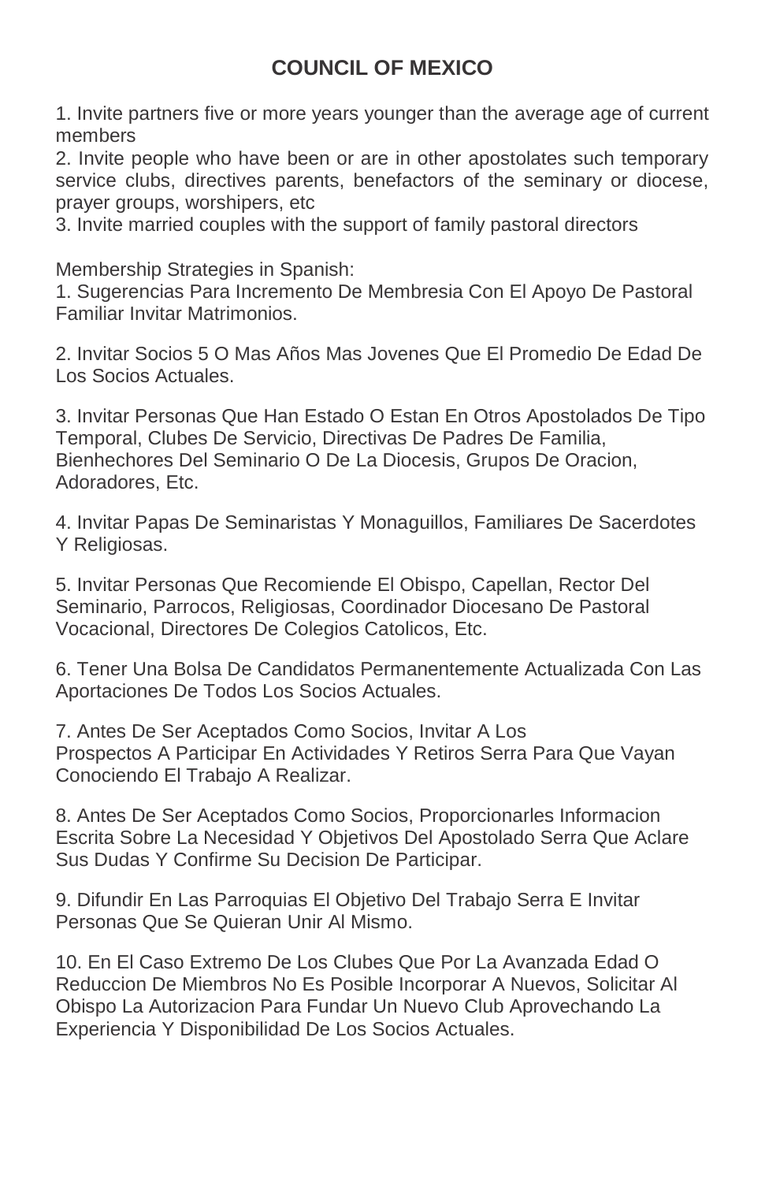## COUNCIL OF MEXICO

1. Invite partners five or more years younger than the average age of current members
2. Invite people who have been or are in other apostolates such temporary service clubs, directives parents, benefactors of the seminary or diocese, prayer groups, worshipers, etc
3. Invite married couples with the support of family pastoral directors

Membership Strategies in Spanish:

1. Sugerencias Para Incremento De Membresia Con El Apoyo De Pastoral Familiar Invitar Matrimonios.

2. Invitar Socios 5 O Mas Años Mas Jovenes Que El Promedio De Edad De Los Socios Actuales.

3. Invitar Personas Que Han Estado O Estan En Otros Apostolados De Tipo Temporal, Clubes De Servicio, Directivas De Padres De Familia, Bienhechores Del Seminario O De La Diocesis, Grupos De Oracion, Adoradores, Etc.

4. Invitar Papas De Seminaristas Y Monaguillos, Familiares De Sacerdotes Y Religiosas.

5. Invitar Personas Que Recomiende El Obispo, Capellan, Rector Del Seminario, Parrocos, Religiosas, Coordinador Diocesano De Pastoral Vocacional, Directores De Colegios Catolicos, Etc.

6. Tener Una Bolsa De Candidatos Permanentemente Actualizada Con Las Aportaciones De Todos Los Socios Actuales.

7. Antes De Ser Aceptados Como Socios, Invitar A Los Prospectos A Participar En Actividades Y Retiros Serra Para Que Vayan Conociendo El Trabajo A Realizar.

8. Antes De Ser Aceptados Como Socios, Proporcionarles Informacion Escrita Sobre La Necesidad Y Objetivos Del Apostolado Serra Que Aclare Sus Dudas Y Confirme Su Decision De Participar.

9. Difundir En Las Parroquias El Objetivo Del Trabajo Serra E Invitar Personas Que Se Quieran Unir Al Mismo.

10. En El Caso Extremo De Los Clubes Que Por La Avanzada Edad O Reduccion De Miembros No Es Posible Incorporar A Nuevos, Solicitar Al Obispo La Autorizacion Para Fundar Un Nuevo Club Aprovechando La Experiencia Y Disponibilidad De Los Socios Actuales.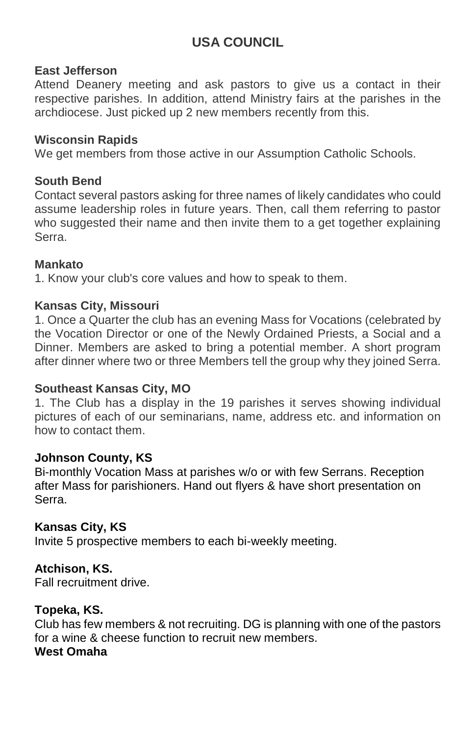## USA COUNCIL

**East Jefferson**
Attend Deanery meeting and ask pastors to give us a contact in their respective parishes. In addition, attend Ministry fairs at the parishes in the archdiocese. Just picked up 2 new members recently from this.

**Wisconsin Rapids**
We get members from those active in our Assumption Catholic Schools.

**South Bend**
Contact several pastors asking for three names of likely candidates who could assume leadership roles in future years. Then, call them referring to pastor who suggested their name and then invite them to a get together explaining Serra.

**Mankato**
1. Know your club's core values and how to speak to them.

**Kansas City, Missouri**
1. Once a Quarter the club has an evening Mass for Vocations (celebrated by the Vocation Director or one of the Newly Ordained Priests, a Social and a Dinner. Members are asked to bring a potential member. A short program after dinner where two or three Members tell the group why they joined Serra.

**Southeast Kansas City, MO**
1. The Club has a display in the 19 parishes it serves showing individual pictures of each of our seminarians, name, address etc. and information on how to contact them.

**Johnson County, KS**
Bi-monthly Vocation Mass at parishes w/o or with few Serrans. Reception after Mass for parishioners. Hand out flyers & have short presentation on Serra.

**Kansas City, KS**
Invite 5 prospective members to each bi-weekly meeting.

**Atchison, KS.**
Fall recruitment drive.

**Topeka, KS.**
Club has few members & not recruiting. DG is planning with one of the pastors for a wine & cheese function to recruit new members.

**West Omaha**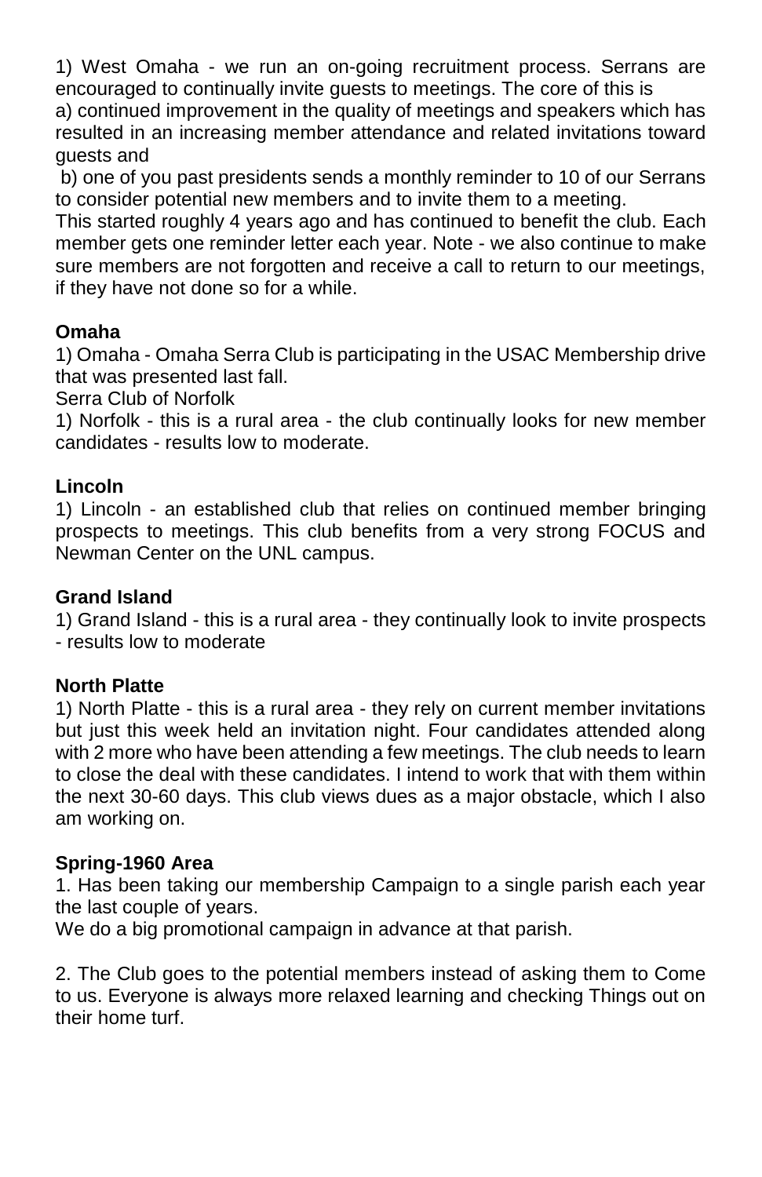1) West Omaha - we run an on-going recruitment process. Serrans are encouraged to continually invite guests to meetings. The core of this is

a) continued improvement in the quality of meetings and speakers which has resulted in an increasing member attendance and related invitations toward guests and

b) one of you past presidents sends a monthly reminder to 10 of our Serrans to consider potential new members and to invite them to a meeting.

This started roughly 4 years ago and has continued to benefit the club. Each member gets one reminder letter each year. Note - we also continue to make sure members are not forgotten and receive a call to return to our meetings, if they have not done so for a while.

**Omaha**

1) Omaha - Omaha Serra Club is participating in the USAC Membership drive that was presented last fall.

Serra Club of Norfolk

1) Norfolk - this is a rural area - the club continually looks for new member candidates - results low to moderate.

**Lincoln**

1) Lincoln - an established club that relies on continued member bringing prospects to meetings. This club benefits from a very strong FOCUS and Newman Center on the UNL campus.

**Grand Island**

1) Grand Island - this is a rural area - they continually look to invite prospects - results low to moderate

**North Platte**

1) North Platte - this is a rural area - they rely on current member invitations but just this week held an invitation night. Four candidates attended along with 2 more who have been attending a few meetings. The club needs to learn to close the deal with these candidates. I intend to work that with them within the next 30-60 days. This club views dues as a major obstacle, which I also am working on.

**Spring-1960 Area**

1. Has been taking our membership Campaign to a single parish each year the last couple of years.

We do a big promotional campaign in advance at that parish.

2. The Club goes to the potential members instead of asking them to Come to us. Everyone is always more relaxed learning and checking Things out on their home turf.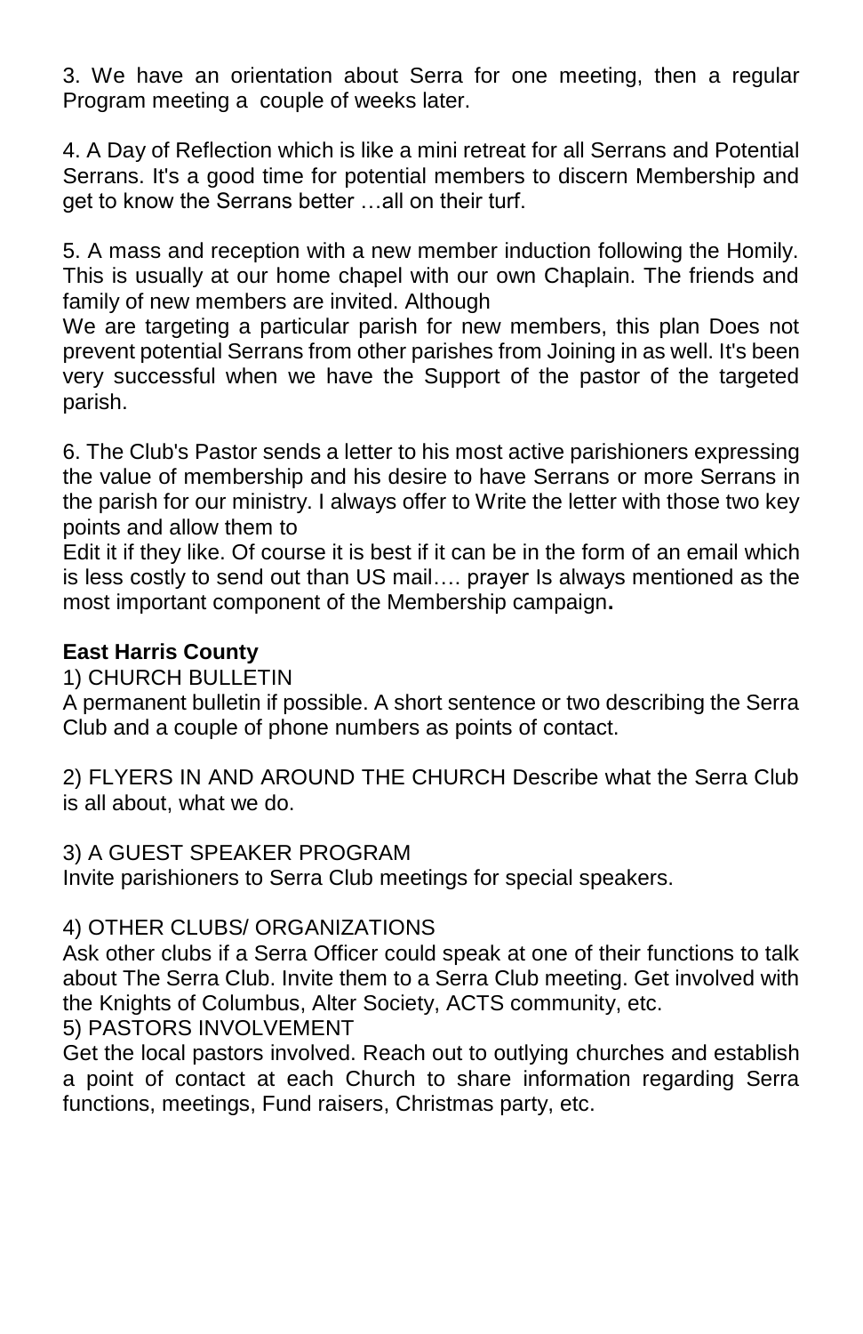3. We have an orientation about Serra for one meeting, then a regular Program meeting a couple of weeks later.

4. A Day of Reflection which is like a mini retreat for all Serrans and Potential Serrans. It's a good time for potential members to discern Membership and get to know the Serrans better …all on their turf.

5. A mass and reception with a new member induction following the Homily. This is usually at our home chapel with our own Chaplain. The friends and family of new members are invited. Although
We are targeting a particular parish for new members, this plan Does not prevent potential Serrans from other parishes from Joining in as well. It's been very successful when we have the Support of the pastor of the targeted parish.

6. The Club's Pastor sends a letter to his most active parishioners expressing the value of membership and his desire to have Serrans or more Serrans in the parish for our ministry. I always offer to Write the letter with those two key points and allow them to
Edit it if they like. Of course it is best if it can be in the form of an email which is less costly to send out than US mail…. prayer Is always mentioned as the most important component of the Membership campaign**.**

**East Harris County**

1) CHURCH BULLETIN
A permanent bulletin if possible. A short sentence or two describing the Serra Club and a couple of phone numbers as points of contact.

2) FLYERS IN AND AROUND THE CHURCH Describe what the Serra Club is all about, what we do.

3) A GUEST SPEAKER PROGRAM
Invite parishioners to Serra Club meetings for special speakers.

4) OTHER CLUBS/ ORGANIZATIONS
Ask other clubs if a Serra Officer could speak at one of their functions to talk about The Serra Club. Invite them to a Serra Club meeting. Get involved with the Knights of Columbus, Alter Society, ACTS community, etc.

5) PASTORS INVOLVEMENT
Get the local pastors involved. Reach out to outlying churches and establish a point of contact at each Church to share information regarding Serra functions, meetings, Fund raisers, Christmas party, etc.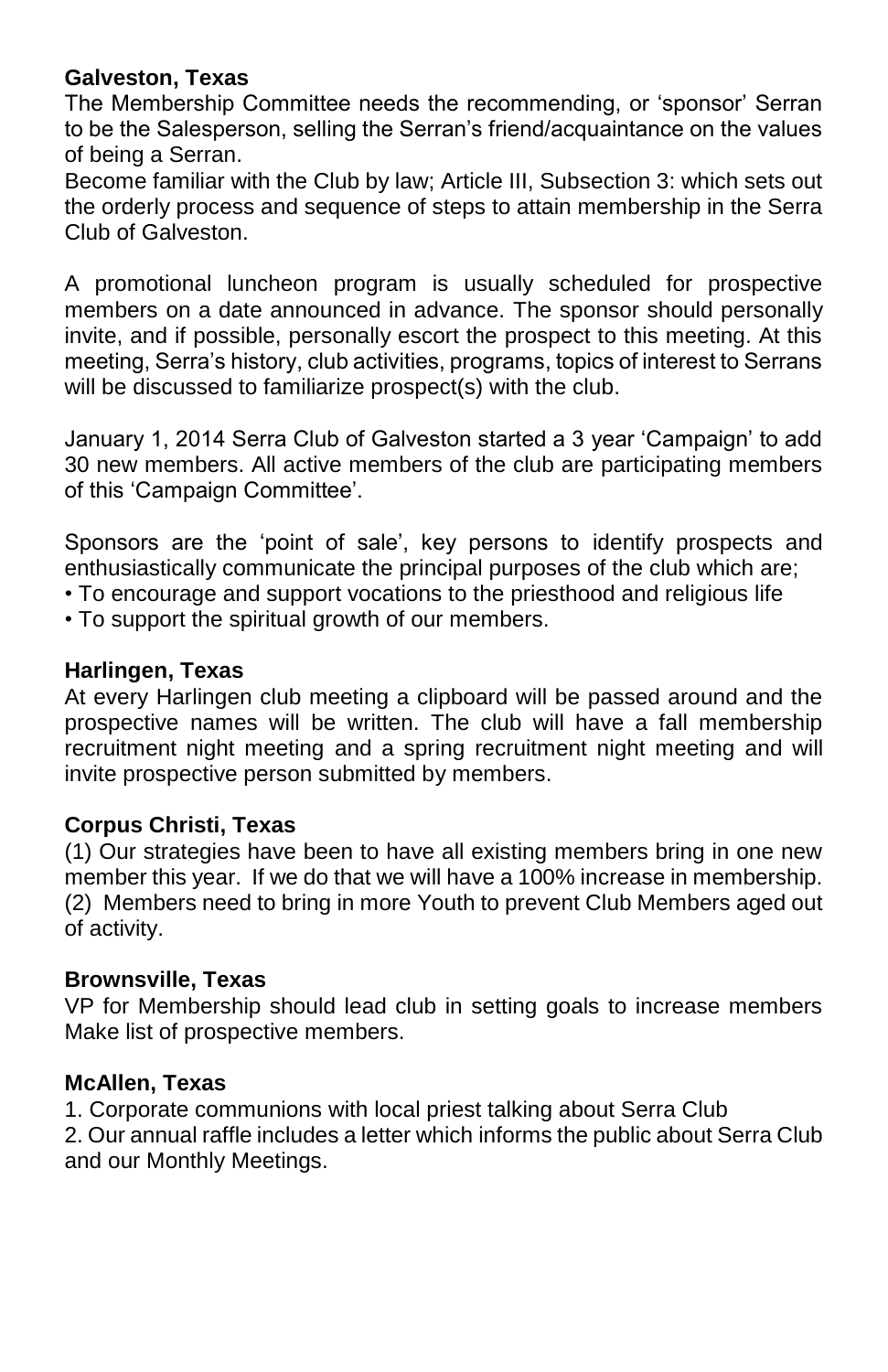**Galveston, Texas**

The Membership Committee needs the recommending, or 'sponsor' Serran to be the Salesperson, selling the Serran's friend/acquaintance on the values of being a Serran.

Become familiar with the Club by law; Article III, Subsection 3: which sets out the orderly process and sequence of steps to attain membership in the Serra Club of Galveston.

A promotional luncheon program is usually scheduled for prospective members on a date announced in advance. The sponsor should personally invite, and if possible, personally escort the prospect to this meeting. At this meeting, Serra's history, club activities, programs, topics of interest to Serrans will be discussed to familiarize prospect(s) with the club.

January 1, 2014 Serra Club of Galveston started a 3 year 'Campaign' to add 30 new members. All active members of the club are participating members of this 'Campaign Committee'.

Sponsors are the 'point of sale', key persons to identify prospects and enthusiastically communicate the principal purposes of the club which are;

- To encourage and support vocations to the priesthood and religious life
- To support the spiritual growth of our members.

**Harlingen, Texas**

At every Harlingen club meeting a clipboard will be passed around and the prospective names will be written. The club will have a fall membership recruitment night meeting and a spring recruitment night meeting and will invite prospective person submitted by members.

**Corpus Christi, Texas**

(1) Our strategies have been to have all existing members bring in one new member this year. If we do that we will have a 100% increase in membership.
(2) Members need to bring in more Youth to prevent Club Members aged out of activity.

**Brownsville, Texas**

VP for Membership should lead club in setting goals to increase members Make list of prospective members.

**McAllen, Texas**

1. Corporate communions with local priest talking about Serra Club
2. Our annual raffle includes a letter which informs the public about Serra Club and our Monthly Meetings.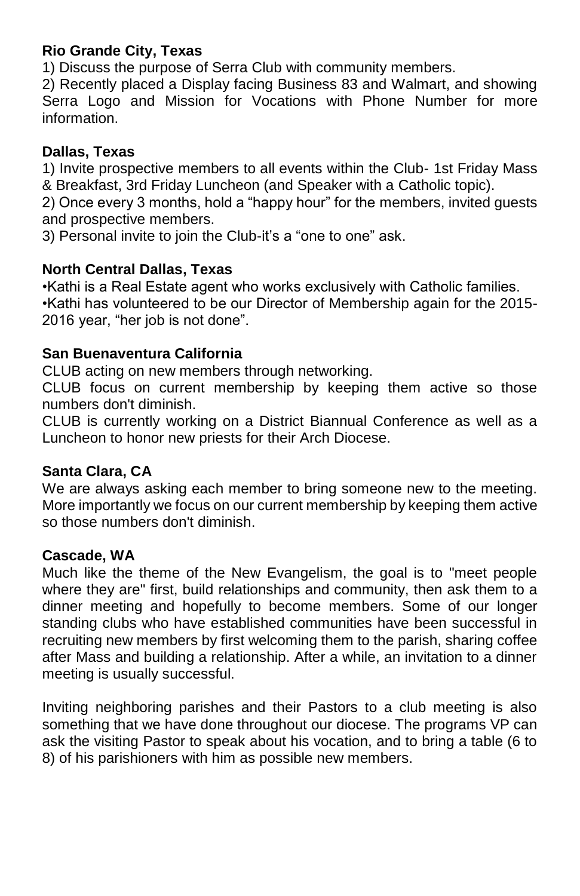**Rio Grande City, Texas**

1) Discuss the purpose of Serra Club with community members.
2) Recently placed a Display facing Business 83 and Walmart, and showing Serra Logo and Mission for Vocations with Phone Number for more information.

**Dallas, Texas**

1) Invite prospective members to all events within the Club- 1st Friday Mass & Breakfast, 3rd Friday Luncheon (and Speaker with a Catholic topic).
2) Once every 3 months, hold a “happy hour” for the members, invited guests and prospective members.
3) Personal invite to join the Club-it’s a “one to one” ask.

**North Central Dallas, Texas**

•Kathi is a Real Estate agent who works exclusively with Catholic families.
•Kathi has volunteered to be our Director of Membership again for the 2015-2016 year, “her job is not done”.

**San Buenaventura California**

CLUB acting on new members through networking.
CLUB focus on current membership by keeping them active so those numbers don't diminish.
CLUB is currently working on a District Biannual Conference as well as a Luncheon to honor new priests for their Arch Diocese.

**Santa Clara, CA**

We are always asking each member to bring someone new to the meeting. More importantly we focus on our current membership by keeping them active so those numbers don't diminish.

**Cascade, WA**

Much like the theme of the New Evangelism, the goal is to "meet people where they are" first, build relationships and community, then ask them to a dinner meeting and hopefully to become members. Some of our longer standing clubs who have established communities have been successful in recruiting new members by first welcoming them to the parish, sharing coffee after Mass and building a relationship. After a while, an invitation to a dinner meeting is usually successful.

Inviting neighboring parishes and their Pastors to a club meeting is also something that we have done throughout our diocese. The programs VP can ask the visiting Pastor to speak about his vocation, and to bring a table (6 to 8) of his parishioners with him as possible new members.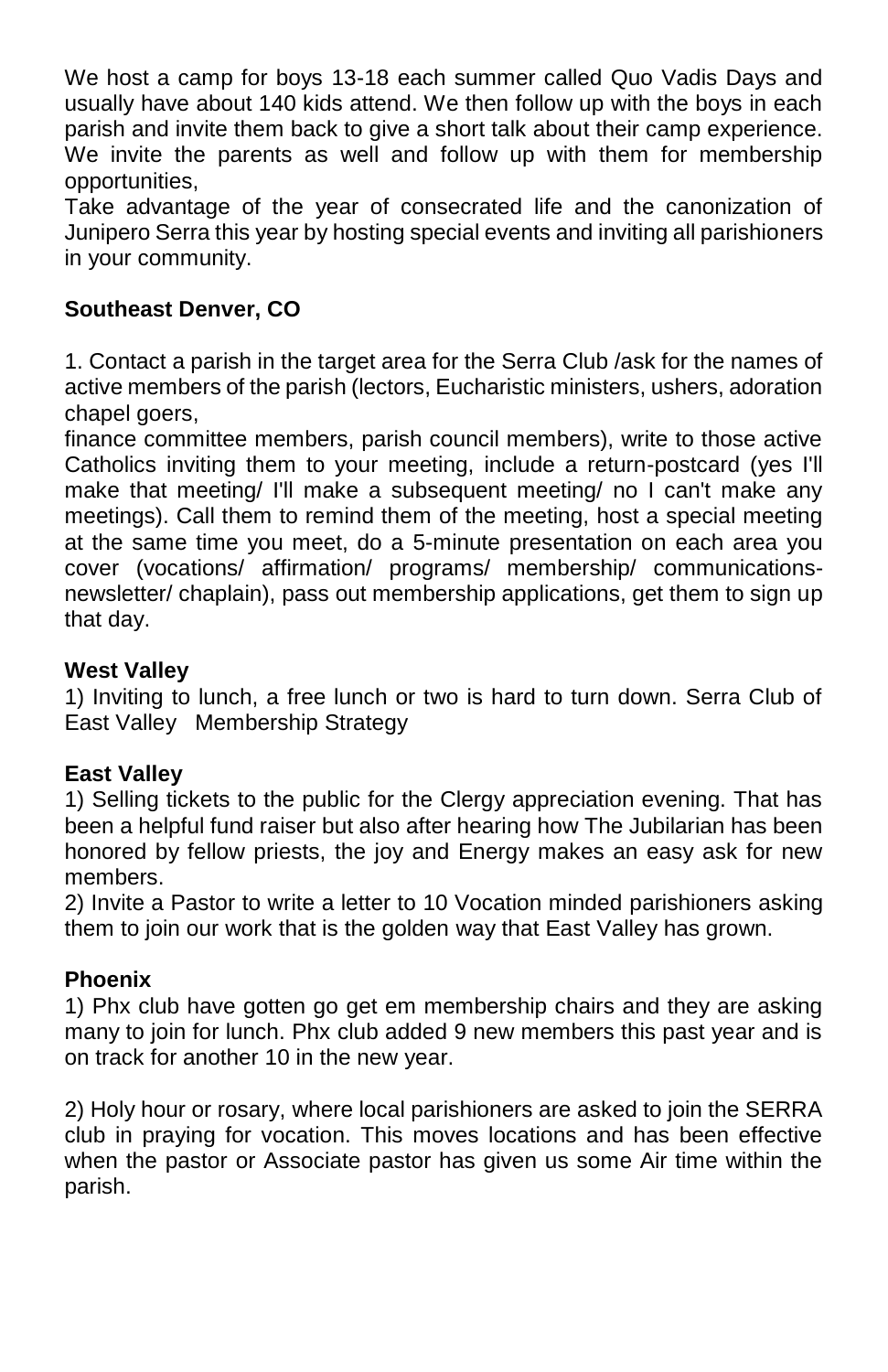We host a camp for boys 13-18 each summer called Quo Vadis Days and usually have about 140 kids attend. We then follow up with the boys in each parish and invite them back to give a short talk about their camp experience. We invite the parents as well and follow up with them for membership opportunities,

Take advantage of the year of consecrated life and the canonization of Junipero Serra this year by hosting special events and inviting all parishioners in your community.

**Southeast Denver, CO**

1. Contact a parish in the target area for the Serra Club /ask for the names of active members of the parish (lectors, Eucharistic ministers, ushers, adoration chapel goers,

finance committee members, parish council members), write to those active Catholics inviting them to your meeting, include a return-postcard (yes I'll make that meeting/ I'll make a subsequent meeting/ no I can't make any meetings). Call them to remind them of the meeting, host a special meeting at the same time you meet, do a 5-minute presentation on each area you cover (vocations/ affirmation/ programs/ membership/ communications-newsletter/ chaplain), pass out membership applications, get them to sign up that day.

**West Valley**

1) Inviting to lunch, a free lunch or two is hard to turn down. Serra Club of East Valley Membership Strategy

**East Valley**

1) Selling tickets to the public for the Clergy appreciation evening. That has been a helpful fund raiser but also after hearing how The Jubilarian has been honored by fellow priests, the joy and Energy makes an easy ask for new members.

2) Invite a Pastor to write a letter to 10 Vocation minded parishioners asking them to join our work that is the golden way that East Valley has grown.

**Phoenix**

1) Phx club have gotten go get em membership chairs and they are asking many to join for lunch. Phx club added 9 new members this past year and is on track for another 10 in the new year.

2) Holy hour or rosary, where local parishioners are asked to join the SERRA club in praying for vocation. This moves locations and has been effective when the pastor or Associate pastor has given us some Air time within the parish.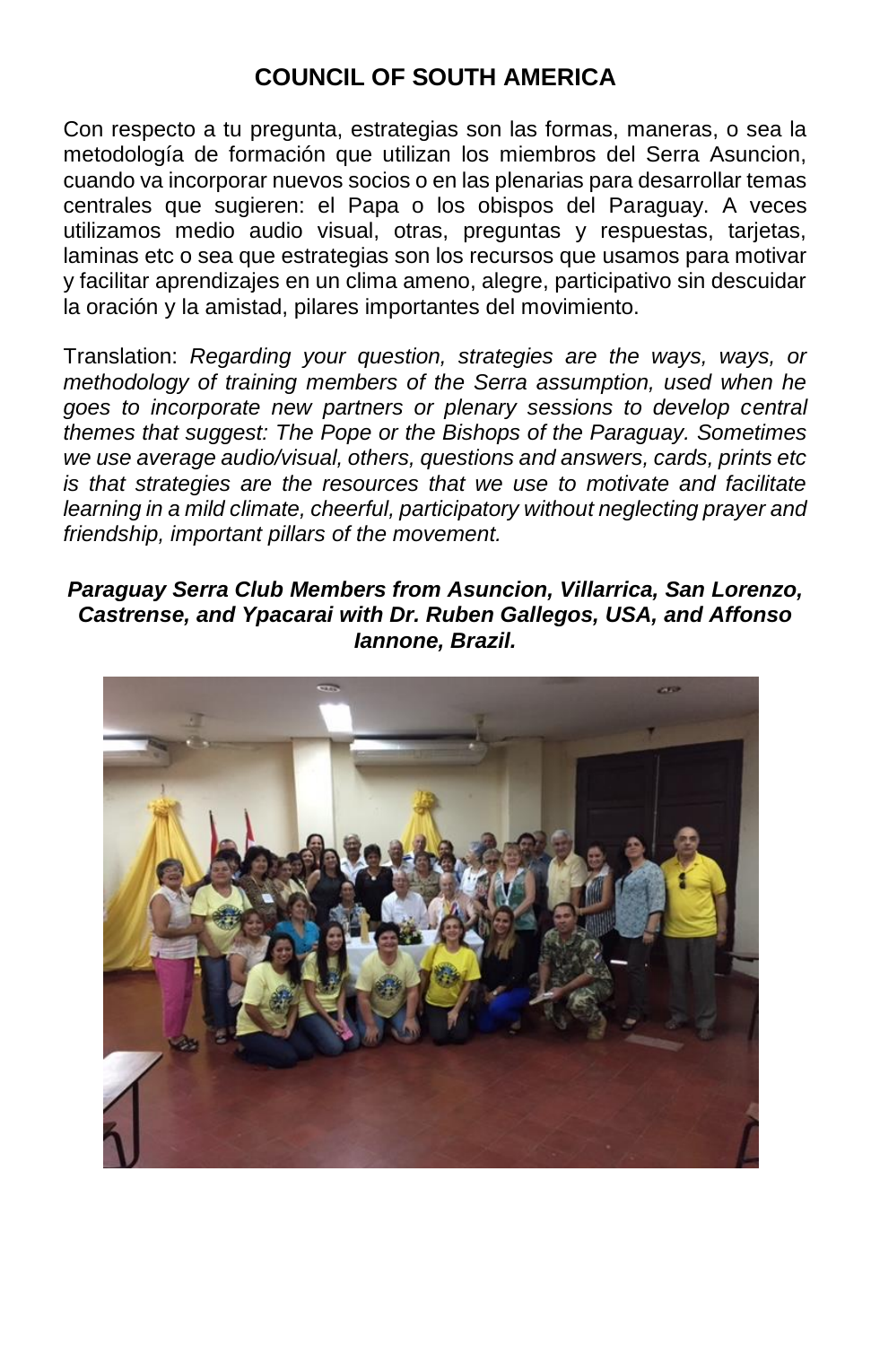## COUNCIL OF SOUTH AMERICA

Con respecto a tu pregunta, estrategias son las formas, maneras, o sea la metodología de formación que utilizan los miembros del Serra Asuncion, cuando va incorporar nuevos socios o en las plenarias para desarrollar temas centrales que sugieren: el Papa o los obispos del Paraguay. A veces utilizamos medio audio visual, otras, preguntas y respuestas, tarjetas, laminas etc o sea que estrategias son los recursos que usamos para motivar y facilitar aprendizajes en un clima ameno, alegre, participativo sin descuidar la oración y la amistad, pilares importantes del movimiento.

Translation: *Regarding your question, strategies are the ways, ways, or methodology of training members of the Serra assumption, used when he goes to incorporate new partners or plenary sessions to develop central themes that suggest: The Pope or the Bishops of the Paraguay. Sometimes we use average audio/visual, others, questions and answers, cards, prints etc is that strategies are the resources that we use to motivate and facilitate learning in a mild climate, cheerful, participatory without neglecting prayer and friendship, important pillars of the movement.*

***Paraguay Serra Club Members from Asuncion, Villarrica, San Lorenzo, Castrense, and Ypacarai with Dr. Ruben Gallegos, USA, and Affonso Iannone, Brazil.***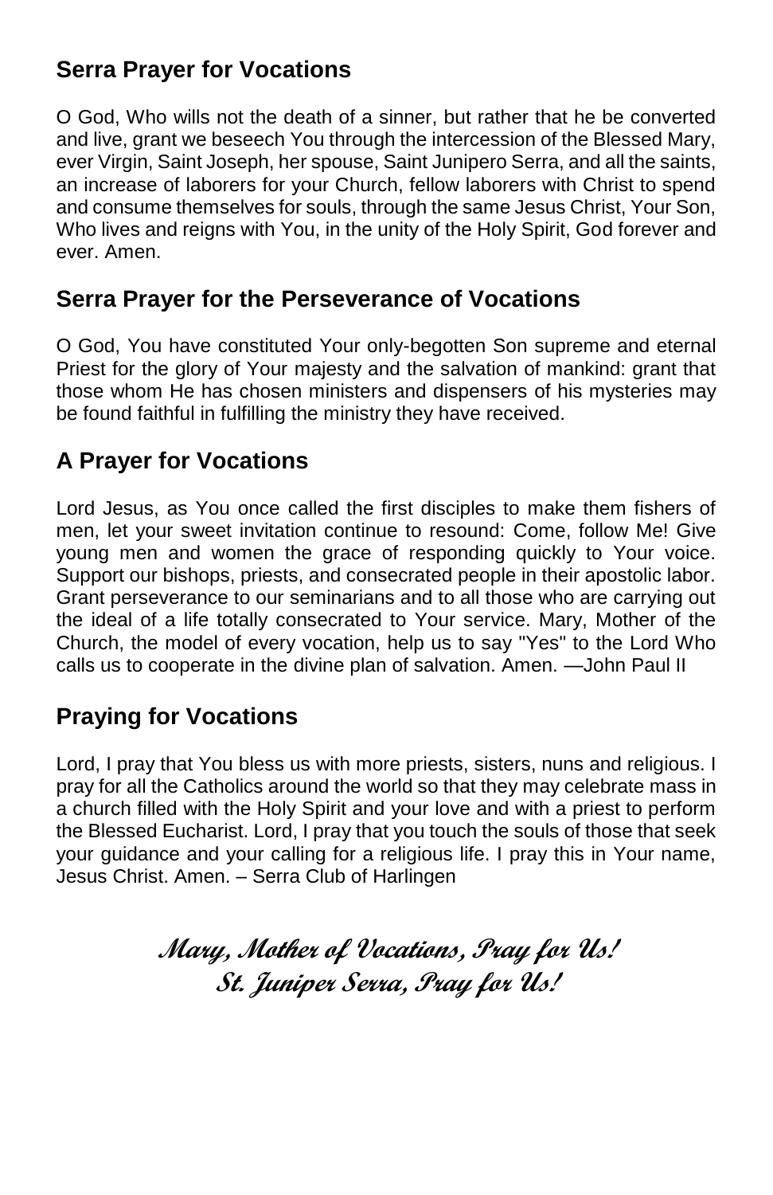## Serra Prayer for Vocations

O God, Who wills not the death of a sinner, but rather that he be converted and live, grant we beseech You through the intercession of the Blessed Mary, ever Virgin, Saint Joseph, her spouse, Saint Junipero Serra, and all the saints, an increase of laborers for your Church, fellow laborers with Christ to spend and consume themselves for souls, through the same Jesus Christ, Your Son, Who lives and reigns with You, in the unity of the Holy Spirit, God forever and ever. Amen.

## Serra Prayer for the Perseverance of Vocations

O God, You have constituted Your only-begotten Son supreme and eternal Priest for the glory of Your majesty and the salvation of mankind: grant that those whom He has chosen ministers and dispensers of his mysteries may be found faithful in fulfilling the ministry they have received.

## A Prayer for Vocations

Lord Jesus, as You once called the first disciples to make them fishers of men, let your sweet invitation continue to resound: Come, follow Me! Give young men and women the grace of responding quickly to Your voice. Support our bishops, priests, and consecrated people in their apostolic labor. Grant perseverance to our seminarians and to all those who are carrying out the ideal of a life totally consecrated to Your service. Mary, Mother of the Church, the model of every vocation, help us to say "Yes" to the Lord Who calls us to cooperate in the divine plan of salvation. Amen. —John Paul II

## Praying for Vocations

Lord, I pray that You bless us with more priests, sisters, nuns and religious. I pray for all the Catholics around the world so that they may celebrate mass in a church filled with the Holy Spirit and your love and with a priest to perform the Blessed Eucharist. Lord, I pray that you touch the souls of those that seek your guidance and your calling for a religious life. I pray this in Your name, Jesus Christ. Amen. – Serra Club of Harlingen

***Mary, Mother of Vocations, Pray for Us!***
***St. Juniper Serra, Pray for Us!***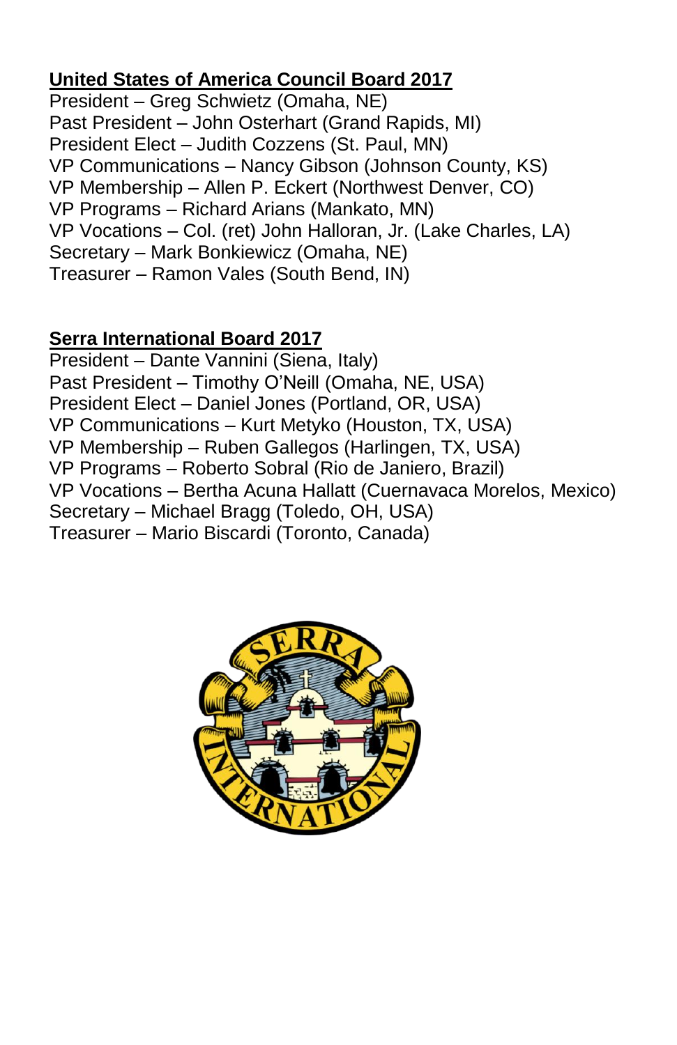## United States of America Council Board 2017

President – Greg Schwietz (Omaha, NE)
Past President – John Osterhart (Grand Rapids, MI)
President Elect – Judith Cozzens (St. Paul, MN)
VP Communications – Nancy Gibson (Johnson County, KS)
VP Membership – Allen P. Eckert (Northwest Denver, CO)
VP Programs – Richard Arians (Mankato, MN)
VP Vocations – Col. (ret) John Halloran, Jr. (Lake Charles, LA)
Secretary – Mark Bonkiewicz (Omaha, NE)
Treasurer – Ramon Vales (South Bend, IN)

## Serra International Board 2017

President – Dante Vannini (Siena, Italy)
Past President – Timothy O'Neill (Omaha, NE, USA)
President Elect – Daniel Jones (Portland, OR, USA)
VP Communications – Kurt Metyko (Houston, TX, USA)
VP Membership – Ruben Gallegos (Harlingen, TX, USA)
VP Programs – Roberto Sobral (Rio de Janiero, Brazil)
VP Vocations – Bertha Acuna Hallatt (Cuernavaca Morelos, Mexico)
Secretary – Michael Bragg (Toledo, OH, USA)
Treasurer – Mario Biscardi (Toronto, Canada)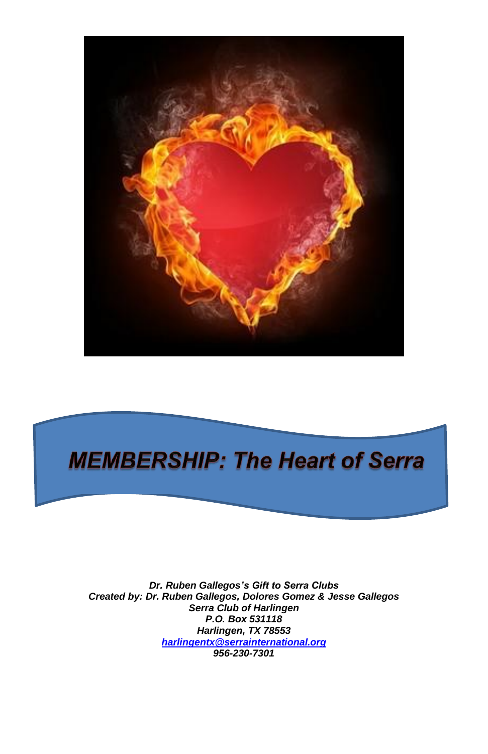# *MEMBERSHIP: The Heart of Serra*

***Dr. Ruben Gallegos's Gift to Serra Clubs***
***Created by: Dr. Ruben Gallegos, Dolores Gomez & Jesse Gallegos***
***Serra Club of Harlingen***
***P.O. Box 531118***
***Harlingen, TX 78553***
***harlingentx@serrainternational.org***
***956-230-7301***